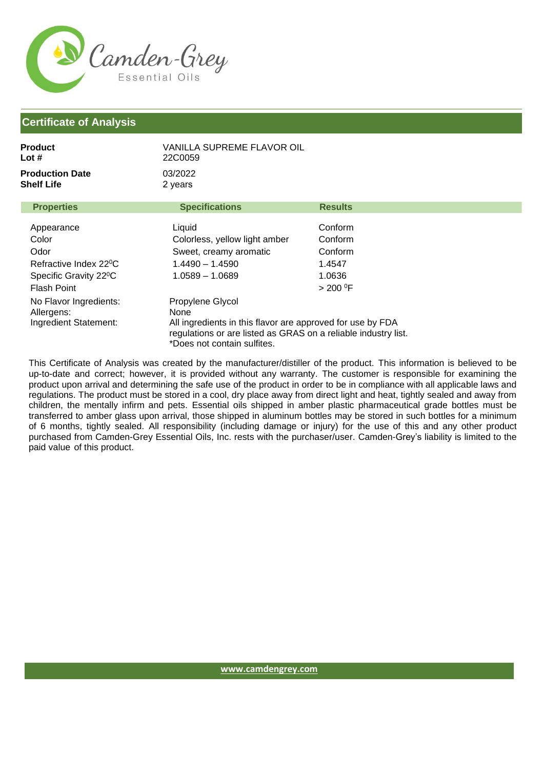Camden-Grey
Essential Oils

## Certificate of Analysis

**Product** VANILLA SUPREME FLAVOR OIL
**Lot #** 22C0059

**Production Date** 03/2022
**Shelf Life** 2 years

| Properties | Specifications | Results |
|---|---|---|
| Appearance | Liquid | Conform |
| Color | Colorless, yellow light amber | Conform |
| Odor | Sweet, creamy aromatic | Conform |
| Refractive Index 22⁰C | 1.4490 – 1.4590 | 1.4547 |
| Specific Gravity 22⁰C | 1.0589 – 1.0689 | 1.0636 |
| Flash Point | | > 200 ⁰F |
| No Flavor Ingredients: | Propylene Glycol | |
| Allergens: | None | |
| Ingredient Statement: | All ingredients in this flavor are approved for use by FDA regulations or are listed as GRAS on a reliable industry list. *Does not contain sulfites. | |

This Certificate of Analysis was created by the manufacturer/distiller of the product. This information is believed to be up-to-date and correct; however, it is provided without any warranty. The customer is responsible for examining the product upon arrival and determining the safe use of the product in order to be in compliance with all applicable laws and regulations. The product must be stored in a cool, dry place away from direct light and heat, tightly sealed and away from children, the mentally infirm and pets. Essential oils shipped in amber plastic pharmaceutical grade bottles must be transferred to amber glass upon arrival, those shipped in aluminum bottles may be stored in such bottles for a minimum of 6 months, tightly sealed. All responsibility (including damage or injury) for the use of this and any other product purchased from Camden-Grey Essential Oils, Inc. rests with the purchaser/user. Camden-Grey's liability is limited to the paid value of this product.

www.camdengrey.com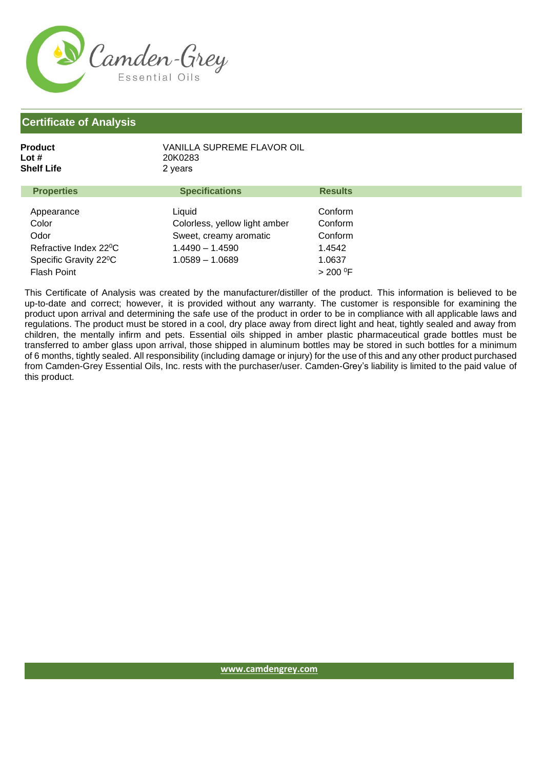Camden-Grey
Essential Oils

## Certificate of Analysis

**Product** VANILLA SUPREME FLAVOR OIL
**Lot #** 20K0283
**Shelf Life** 2 years

| Properties | Specifications | Results |
|---|---|---|
| Appearance | Liquid | Conform |
| Color | Colorless, yellow light amber | Conform |
| Odor | Sweet, creamy aromatic | Conform |
| Refractive Index 22⁰C | 1.4490 – 1.4590 | 1.4542 |
| Specific Gravity 22⁰C | 1.0589 – 1.0689 | 1.0637 |
| Flash Point | | > 200 ⁰F |

This Certificate of Analysis was created by the manufacturer/distiller of the product. This information is believed to be up-to-date and correct; however, it is provided without any warranty. The customer is responsible for examining the product upon arrival and determining the safe use of the product in order to be in compliance with all applicable laws and regulations. The product must be stored in a cool, dry place away from direct light and heat, tightly sealed and away from children, the mentally infirm and pets. Essential oils shipped in amber plastic pharmaceutical grade bottles must be transferred to amber glass upon arrival, those shipped in aluminum bottles may be stored in such bottles for a minimum of 6 months, tightly sealed. All responsibility (including damage or injury) for the use of this and any other product purchased from Camden-Grey Essential Oils, Inc. rests with the purchaser/user. Camden-Grey's liability is limited to the paid value of this product.

www.camdengrey.com